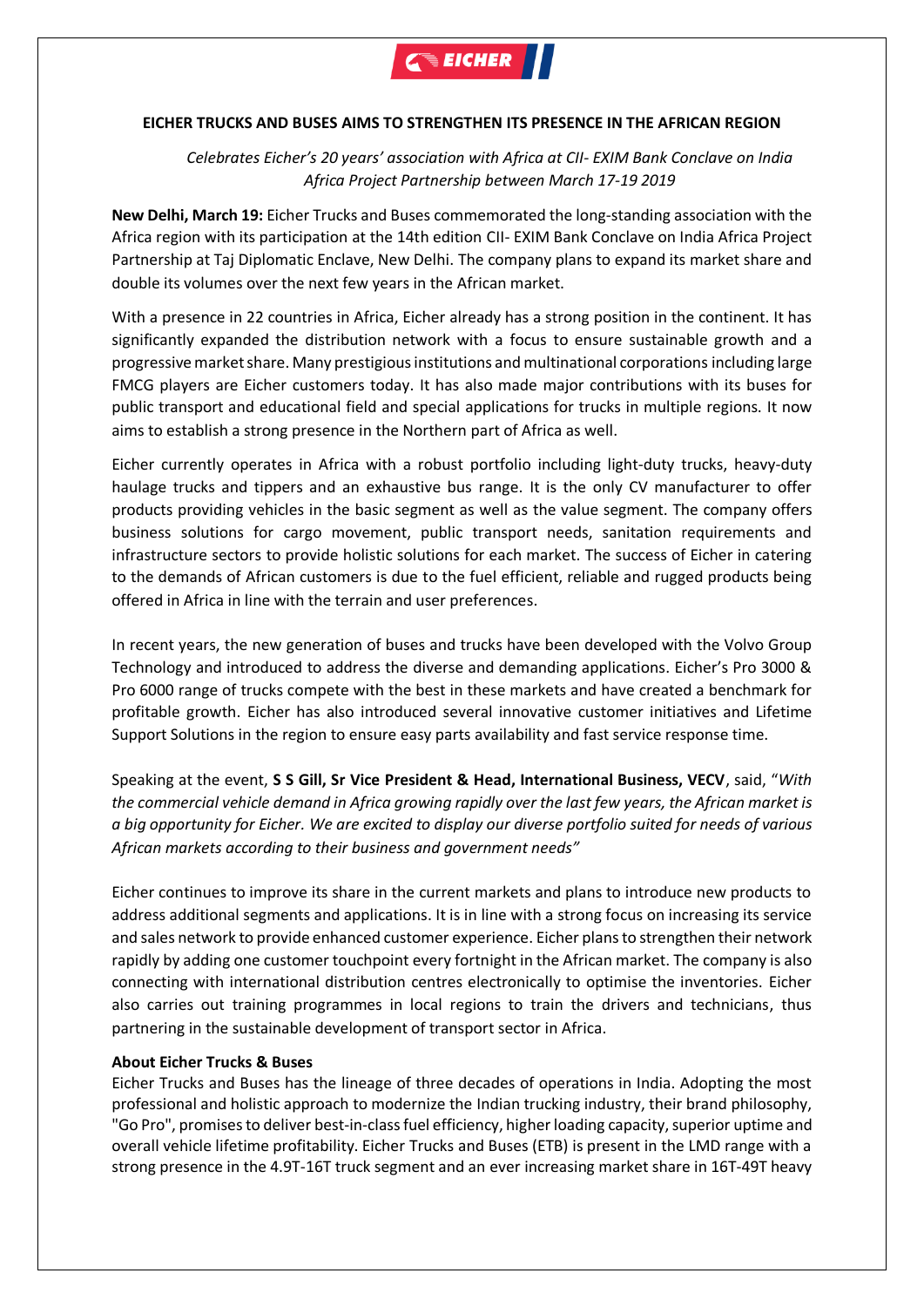**EICHER TRUCKS AND BUSES AIMS TO STRENGTHEN ITS PRESENCE IN THE AFRICAN REGION**

*Celebrates Eicher's 20 years' association with Africa at CII- EXIM Bank Conclave on India Africa Project Partnership between March 17-19 2019*

**New Delhi, March 19:** Eicher Trucks and Buses commemorated the long-standing association with the Africa region with its participation at the 14th edition CII- EXIM Bank Conclave on India Africa Project Partnership at Taj Diplomatic Enclave, New Delhi. The company plans to expand its market share and double its volumes over the next few years in the African market.

With a presence in 22 countries in Africa, Eicher already has a strong position in the continent. It has significantly expanded the distribution network with a focus to ensure sustainable growth and a progressive market share. Many prestigious institutions and multinational corporations including large FMCG players are Eicher customers today. It has also made major contributions with its buses for public transport and educational field and special applications for trucks in multiple regions. It now aims to establish a strong presence in the Northern part of Africa as well.

Eicher currently operates in Africa with a robust portfolio including light-duty trucks, heavy-duty haulage trucks and tippers and an exhaustive bus range. It is the only CV manufacturer to offer products providing vehicles in the basic segment as well as the value segment. The company offers business solutions for cargo movement, public transport needs, sanitation requirements and infrastructure sectors to provide holistic solutions for each market. The success of Eicher in catering to the demands of African customers is due to the fuel efficient, reliable and rugged products being offered in Africa in line with the terrain and user preferences.

In recent years, the new generation of buses and trucks have been developed with the Volvo Group Technology and introduced to address the diverse and demanding applications. Eicher's Pro 3000 & Pro 6000 range of trucks compete with the best in these markets and have created a benchmark for profitable growth. Eicher has also introduced several innovative customer initiatives and Lifetime Support Solutions in the region to ensure easy parts availability and fast service response time.

Speaking at the event, **S S Gill, Sr Vice President & Head, International Business, VECV**, said, "*With the commercial vehicle demand in Africa growing rapidly over the last few years, the African market is a big opportunity for Eicher. We are excited to display our diverse portfolio suited for needs of various African markets according to their business and government needs"*

Eicher continues to improve its share in the current markets and plans to introduce new products to address additional segments and applications. It is in line with a strong focus on increasing its service and sales network to provide enhanced customer experience. Eicher plans to strengthen their network rapidly by adding one customer touchpoint every fortnight in the African market. The company is also connecting with international distribution centres electronically to optimise the inventories. Eicher also carries out training programmes in local regions to train the drivers and technicians, thus partnering in the sustainable development of transport sector in Africa.

**About Eicher Trucks & Buses**

Eicher Trucks and Buses has the lineage of three decades of operations in India. Adopting the most professional and holistic approach to modernize the Indian trucking industry, their brand philosophy, "Go Pro", promises to deliver best-in-class fuel efficiency, higher loading capacity, superior uptime and overall vehicle lifetime profitability. Eicher Trucks and Buses (ETB) is present in the LMD range with a strong presence in the 4.9T-16T truck segment and an ever increasing market share in 16T-49T heavy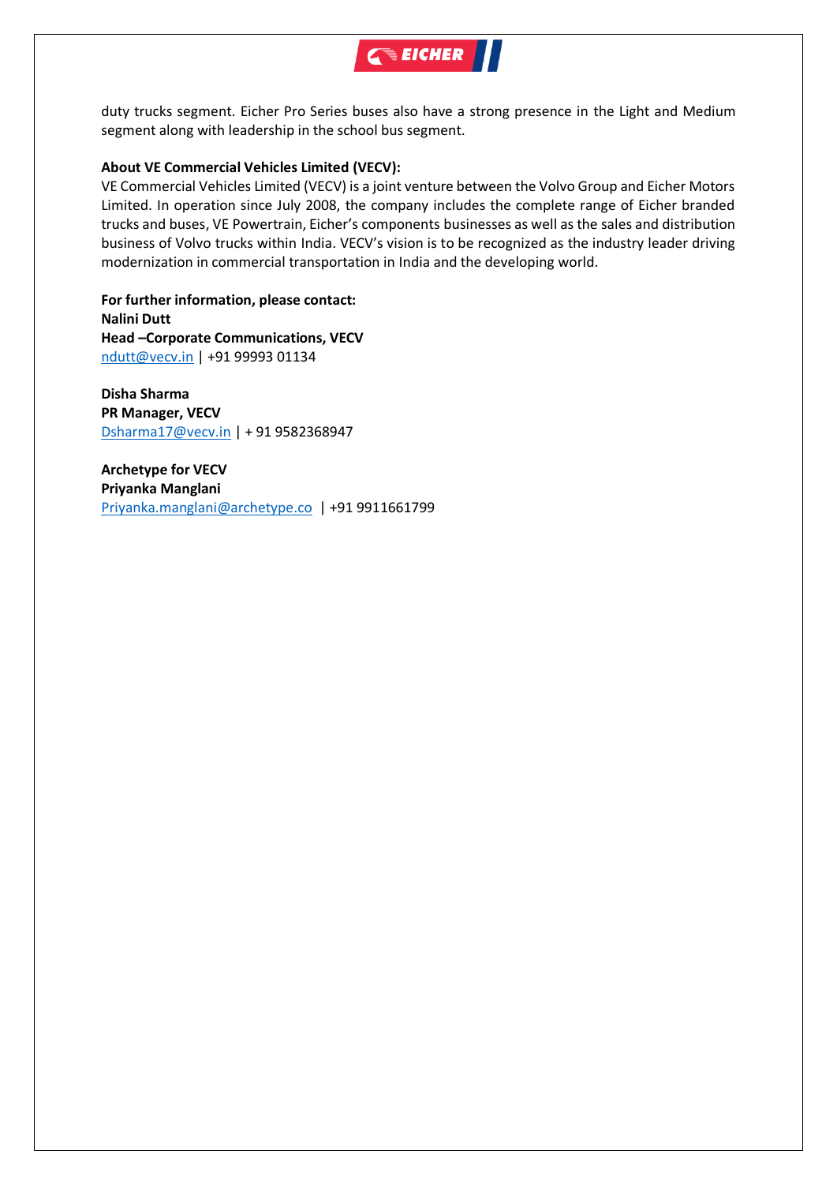duty trucks segment. Eicher Pro Series buses also have a strong presence in the Light and Medium segment along with leadership in the school bus segment.

**About VE Commercial Vehicles Limited (VECV):**

VE Commercial Vehicles Limited (VECV) is a joint venture between the Volvo Group and Eicher Motors Limited. In operation since July 2008, the company includes the complete range of Eicher branded trucks and buses, VE Powertrain, Eicher's components businesses as well as the sales and distribution business of Volvo trucks within India. VECV's vision is to be recognized as the industry leader driving modernization in commercial transportation in India and the developing world.

**For further information, please contact:**
**Nalini Dutt**
**Head –Corporate Communications, VECV**
ndutt@vecv.in | +91 99993 01134

**Disha Sharma**
**PR Manager, VECV**
Dsharma17@vecv.in | + 91 9582368947

**Archetype for VECV**
**Priyanka Manglani**
Priyanka.manglani@archetype.co | +91 9911661799